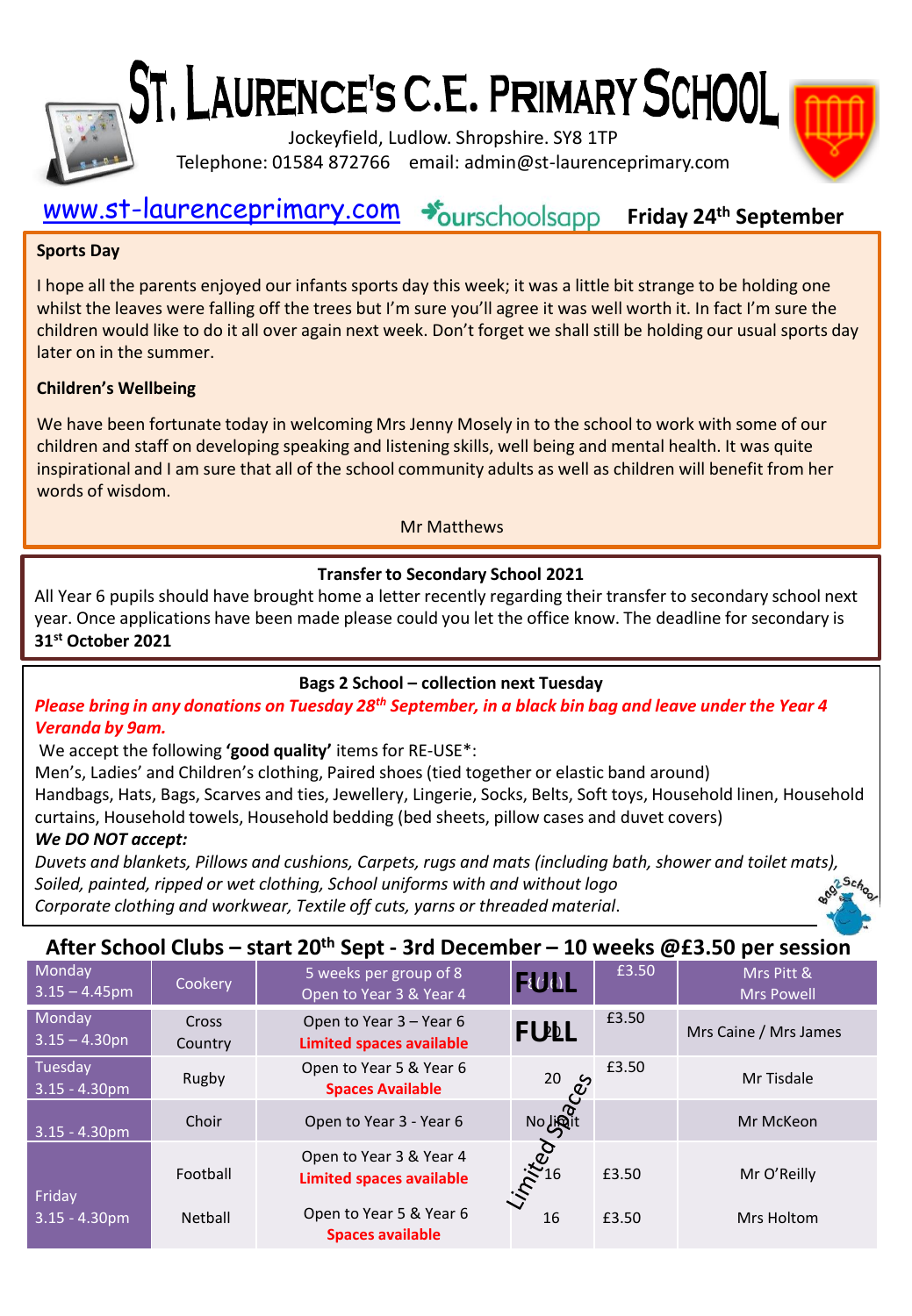# ST. LAURENCE'S C.E. PRIMARY SCHOOL

Jockeyfield, Ludlow. Shropshire. SY8 1TP
Telephone: 01584 872766 email: admin@st-laurenceprimary.com

www.st-laurenceprimary.com ourschoolsapp **Friday 24th September**

**Sports Day**

I hope all the parents enjoyed our infants sports day this week; it was a little bit strange to be holding one whilst the leaves were falling off the trees but I'm sure you'll agree it was well worth it. In fact I'm sure the children would like to do it all over again next week. Don't forget we shall still be holding our usual sports day later on in the summer.

**Children's Wellbeing**

We have been fortunate today in welcoming Mrs Jenny Mosely in to the school to work with some of our children and staff on developing speaking and listening skills, well being and mental health. It was quite inspirational and I am sure that all of the school community adults as well as children will benefit from her words of wisdom.

Mr Matthews

**Transfer to Secondary School 2021**

All Year 6 pupils should have brought home a letter recently regarding their transfer to secondary school next year. Once applications have been made please could you let the office know. The deadline for secondary is **31st October 2021**

**Bags 2 School – collection next Tuesday**

***Please bring in any donations on Tuesday 28th September, in a black bin bag and leave under the Year 4 Veranda by 9am.***

We accept the following **'good quality'** items for RE-USE*:
Men's, Ladies' and Children's clothing, Paired shoes (tied together or elastic band around)
Handbags, Hats, Bags, Scarves and ties, Jewellery, Lingerie, Socks, Belts, Soft toys, Household linen, Household curtains, Household towels, Household bedding (bed sheets, pillow cases and duvet covers)

***We DO NOT accept:***

*Duvets and blankets, Pillows and cushions, Carpets, rugs and mats (including bath, shower and toilet mats), Soiled, painted, ripped or wet clothing, School uniforms with and without logo*
*Corporate clothing and workwear, Textile off cuts, yarns or threaded material*.

## After School Clubs – start 20th Sept - 3rd December – 10 weeks @£3.50 per session

| | | | | | |
|---|---|---|---|---|---|
| Monday 3.15 – 4.45pm | Cookery | 5 weeks per group of 8 Open to Year 3 & Year 4 | FULL | £3.50 | Mrs Pitt & Mrs Powell |
| Monday 3.15 – 4.30pm | Cross Country | Open to Year 3 – Year 6 **Limited spaces available** | FULL | £3.50 | Mrs Caine / Mrs James |
| Tuesday 3.15 - 4.30pm | Rugby | Open to Year 5 & Year 6 **Spaces Available** | 20 | £3.50 | Mr Tisdale |
| 3.15 - 4.30pm | Choir | Open to Year 3 - Year 6 | No limit | | Mr McKeon |
| Friday 3.15 - 4.30pm | Football | Open to Year 3 & Year 4 **Limited spaces available** | Limited Spaces 16 | £3.50 | Mr O'Reilly |
| | Netball | Open to Year 5 & Year 6 **Spaces available** | 16 | £3.50 | Mrs Holtom |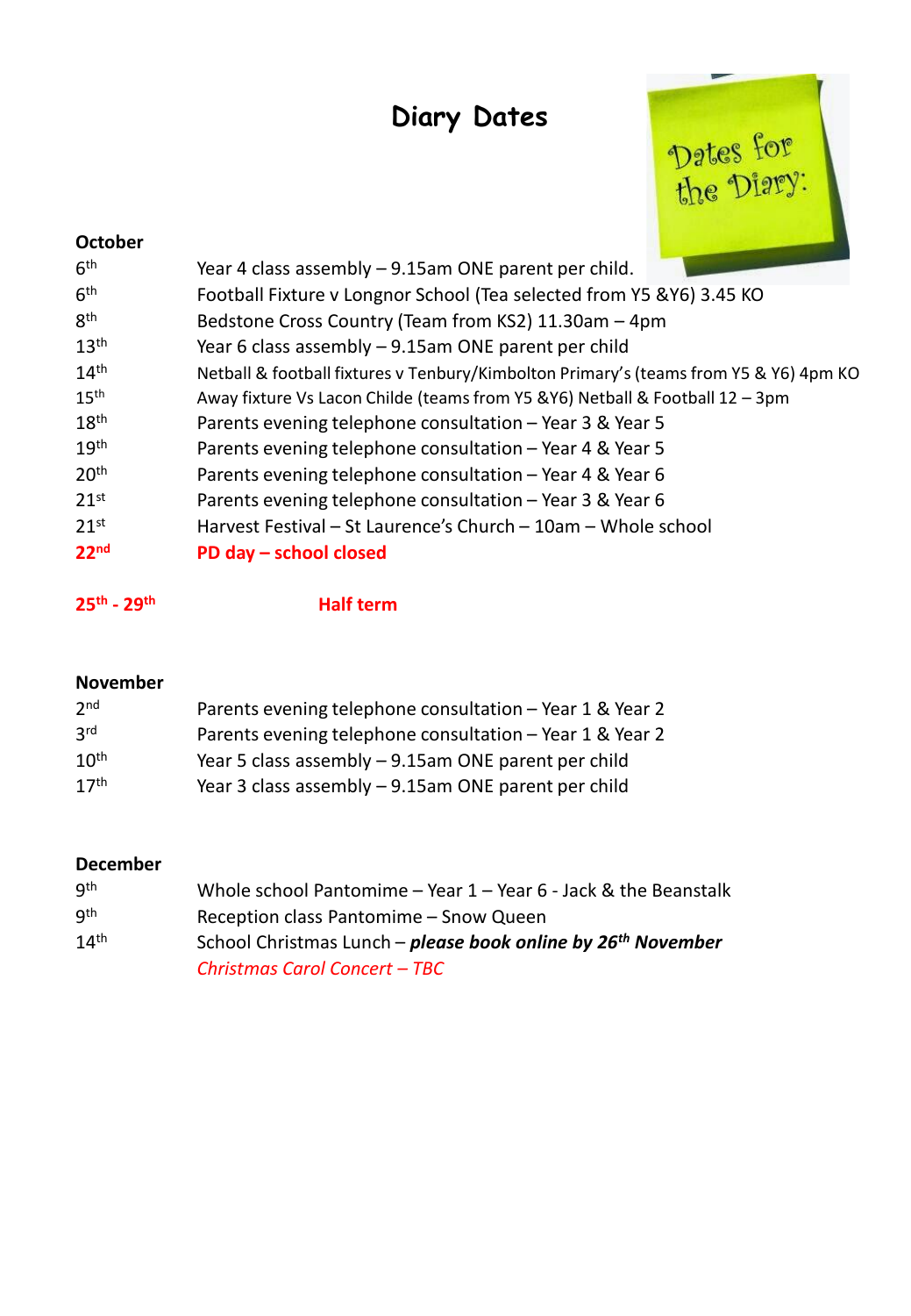# Diary Dates

Dates for the Diary:

**October**

| | |
|---|---|
| 6th | Year 4 class assembly – 9.15am ONE parent per child. |
| 6th | Football Fixture v Longnor School (Tea selected from Y5 &Y6) 3.45 KO |
| 8th | Bedstone Cross Country (Team from KS2) 11.30am – 4pm |
| 13th | Year 6 class assembly – 9.15am ONE parent per child |
| 14th | Netball & football fixtures v Tenbury/Kimbolton Primary's (teams from Y5 & Y6) 4pm KO |
| 15th | Away fixture Vs Lacon Childe (teams from Y5 &Y6) Netball & Football 12 – 3pm |
| 18th | Parents evening telephone consultation – Year 3 & Year 5 |
| 19th | Parents evening telephone consultation – Year 4 & Year 5 |
| 20th | Parents evening telephone consultation – Year 4 & Year 6 |
| 21st | Parents evening telephone consultation – Year 3 & Year 6 |
| 21st | Harvest Festival – St Laurence's Church – 10am – Whole school |
| **22nd** | **PD day – school closed** |

**25th - 29th** **Half term**

**November**

| | |
|---|---|
| 2nd | Parents evening telephone consultation – Year 1 & Year 2 |
| 3rd | Parents evening telephone consultation – Year 1 & Year 2 |
| 10th | Year 5 class assembly – 9.15am ONE parent per child |
| 17th | Year 3 class assembly – 9.15am ONE parent per child |

**December**

| | |
|---|---|
| 9th | Whole school Pantomime – Year 1 – Year 6 - Jack & the Beanstalk |
| 9th | Reception class Pantomime – Snow Queen |
| 14th | School Christmas Lunch – ***please book online by 26th November*** |
| | *Christmas Carol Concert – TBC* |